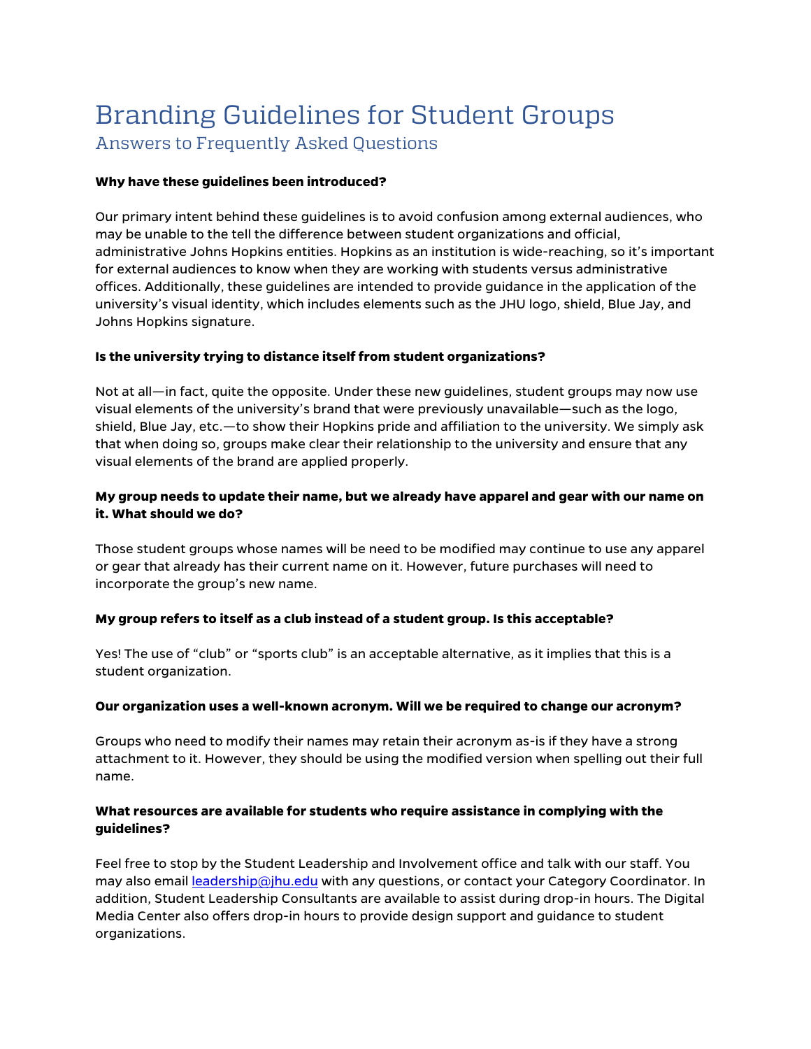# Branding Guidelines for Student Groups

## Answers to Frequently Asked Questions

**Why have these guidelines been introduced?**

Our primary intent behind these guidelines is to avoid confusion among external audiences, who may be unable to the tell the difference between student organizations and official, administrative Johns Hopkins entities. Hopkins as an institution is wide-reaching, so it's important for external audiences to know when they are working with students versus administrative offices. Additionally, these guidelines are intended to provide guidance in the application of the university's visual identity, which includes elements such as the JHU logo, shield, Blue Jay, and Johns Hopkins signature.

**Is the university trying to distance itself from student organizations?**

Not at all—in fact, quite the opposite. Under these new guidelines, student groups may now use visual elements of the university's brand that were previously unavailable—such as the logo, shield, Blue Jay, etc.—to show their Hopkins pride and affiliation to the university. We simply ask that when doing so, groups make clear their relationship to the university and ensure that any visual elements of the brand are applied properly.

**My group needs to update their name, but we already have apparel and gear with our name on it. What should we do?**

Those student groups whose names will be need to be modified may continue to use any apparel or gear that already has their current name on it. However, future purchases will need to incorporate the group's new name.

**My group refers to itself as a club instead of a student group. Is this acceptable?**

Yes! The use of "club" or "sports club" is an acceptable alternative, as it implies that this is a student organization.

**Our organization uses a well-known acronym. Will we be required to change our acronym?**

Groups who need to modify their names may retain their acronym as-is if they have a strong attachment to it. However, they should be using the modified version when spelling out their full name.

**What resources are available for students who require assistance in complying with the guidelines?**

Feel free to stop by the Student Leadership and Involvement office and talk with our staff. You may also email [leadership@jhu.edu](mailto:leadership@jhu.edu) with any questions, or contact your Category Coordinator. In addition, Student Leadership Consultants are available to assist during drop-in hours. The Digital Media Center also offers drop-in hours to provide design support and guidance to student organizations.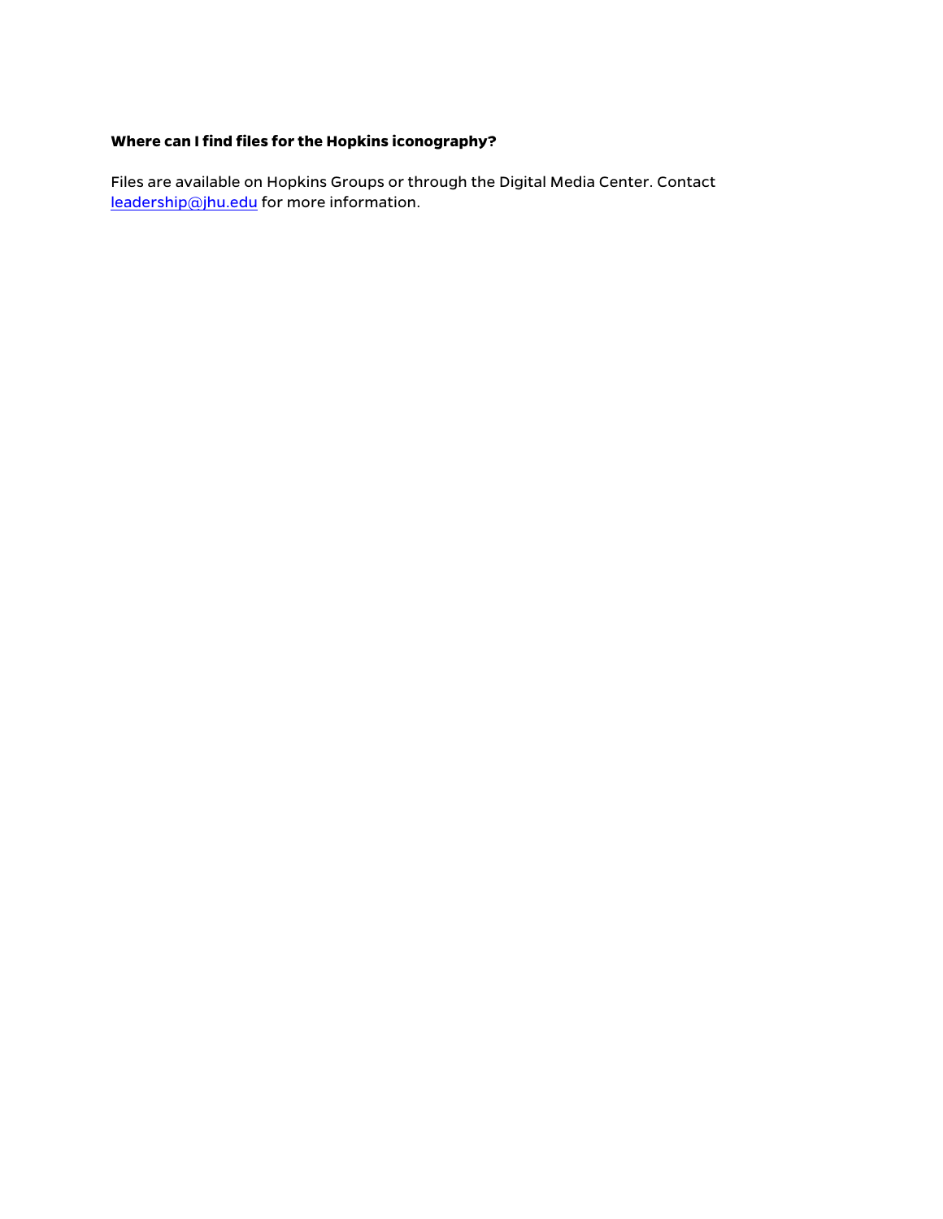**Where can I find files for the Hopkins iconography?**

Files are available on Hopkins Groups or through the Digital Media Center. Contact leadership@jhu.edu for more information.